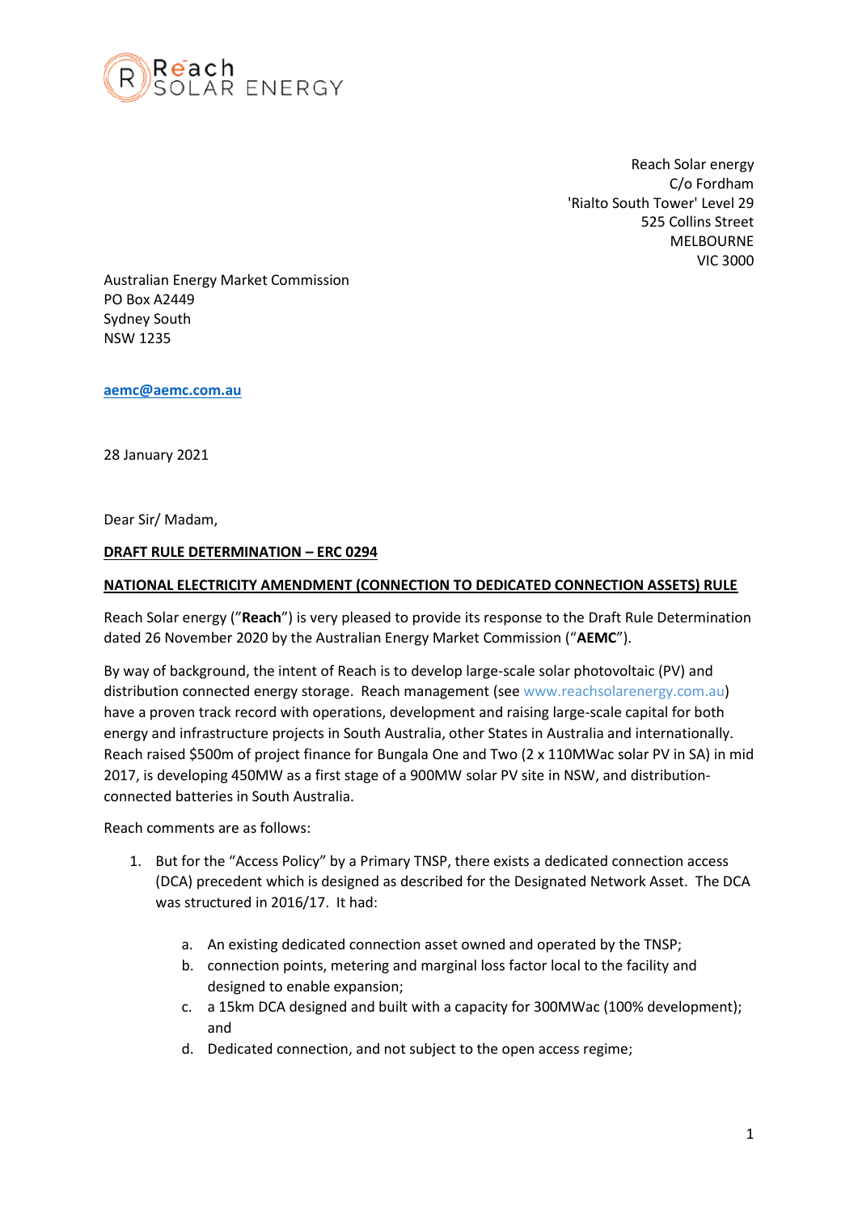Reach Solar energy
C/o Fordham
'Rialto South Tower' Level 29
525 Collins Street
MELBOURNE
VIC 3000

Australian Energy Market Commission
PO Box A2449
Sydney South
NSW 1235

**aemc@aemc.com.au**

28 January 2021

Dear Sir/ Madam,

**DRAFT RULE DETERMINATION – ERC 0294**

**NATIONAL ELECTRICITY AMENDMENT (CONNECTION TO DEDICATED CONNECTION ASSETS) RULE**

Reach Solar energy ("**Reach**") is very pleased to provide its response to the Draft Rule Determination dated 26 November 2020 by the Australian Energy Market Commission ("**AEMC**").

By way of background, the intent of Reach is to develop large-scale solar photovoltaic (PV) and distribution connected energy storage. Reach management (see www.reachsolarenergy.com.au) have a proven track record with operations, development and raising large-scale capital for both energy and infrastructure projects in South Australia, other States in Australia and internationally. Reach raised $500m of project finance for Bungala One and Two (2 x 110MWac solar PV in SA) in mid 2017, is developing 450MW as a first stage of a 900MW solar PV site in NSW, and distribution-connected batteries in South Australia.

Reach comments are as follows:

1. But for the "Access Policy" by a Primary TNSP, there exists a dedicated connection access (DCA) precedent which is designed as described for the Designated Network Asset. The DCA was structured in 2016/17. It had:

   a. An existing dedicated connection asset owned and operated by the TNSP;
   b. connection points, metering and marginal loss factor local to the facility and designed to enable expansion;
   c. a 15km DCA designed and built with a capacity for 300MWac (100% development); and
   d. Dedicated connection, and not subject to the open access regime;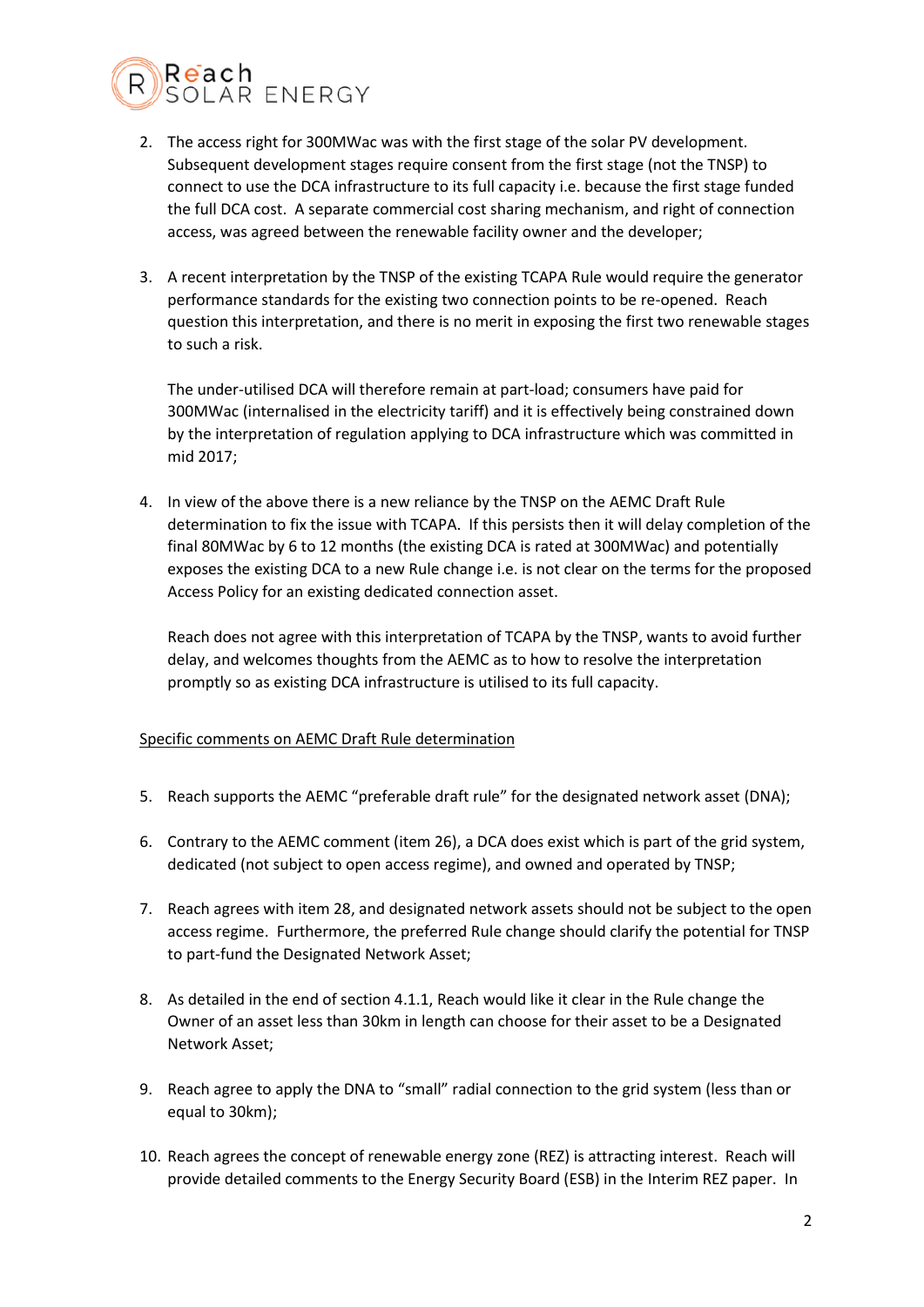2. The access right for 300MWac was with the first stage of the solar PV development. Subsequent development stages require consent from the first stage (not the TNSP) to connect to use the DCA infrastructure to its full capacity i.e. because the first stage funded the full DCA cost. A separate commercial cost sharing mechanism, and right of connection access, was agreed between the renewable facility owner and the developer;

3. A recent interpretation by the TNSP of the existing TCAPA Rule would require the generator performance standards for the existing two connection points to be re-opened. Reach question this interpretation, and there is no merit in exposing the first two renewable stages to such a risk.

   The under-utilised DCA will therefore remain at part-load; consumers have paid for 300MWac (internalised in the electricity tariff) and it is effectively being constrained down by the interpretation of regulation applying to DCA infrastructure which was committed in mid 2017;

4. In view of the above there is a new reliance by the TNSP on the AEMC Draft Rule determination to fix the issue with TCAPA. If this persists then it will delay completion of the final 80MWac by 6 to 12 months (the existing DCA is rated at 300MWac) and potentially exposes the existing DCA to a new Rule change i.e. is not clear on the terms for the proposed Access Policy for an existing dedicated connection asset.

   Reach does not agree with this interpretation of TCAPA by the TNSP, wants to avoid further delay, and welcomes thoughts from the AEMC as to how to resolve the interpretation promptly so as existing DCA infrastructure is utilised to its full capacity.

<u>Specific comments on AEMC Draft Rule determination</u>

5. Reach supports the AEMC "preferable draft rule" for the designated network asset (DNA);

6. Contrary to the AEMC comment (item 26), a DCA does exist which is part of the grid system, dedicated (not subject to open access regime), and owned and operated by TNSP;

7. Reach agrees with item 28, and designated network assets should not be subject to the open access regime. Furthermore, the preferred Rule change should clarify the potential for TNSP to part-fund the Designated Network Asset;

8. As detailed in the end of section 4.1.1, Reach would like it clear in the Rule change the Owner of an asset less than 30km in length can choose for their asset to be a Designated Network Asset;

9. Reach agree to apply the DNA to "small" radial connection to the grid system (less than or equal to 30km);

10. Reach agrees the concept of renewable energy zone (REZ) is attracting interest. Reach will provide detailed comments to the Energy Security Board (ESB) in the Interim REZ paper. In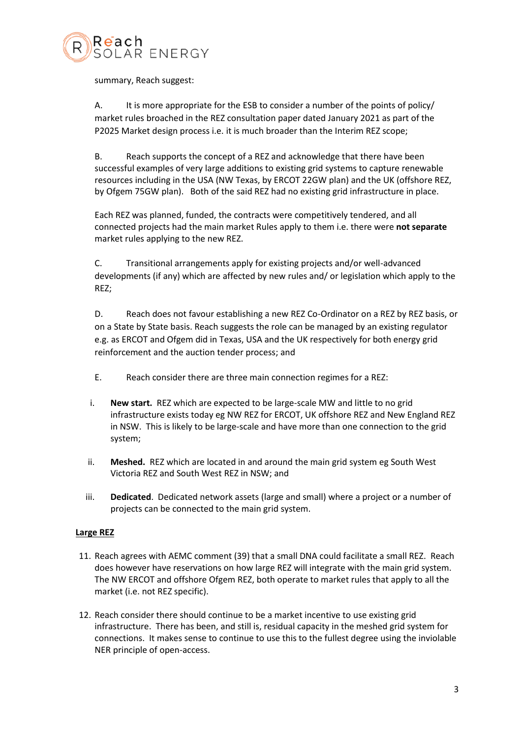summary, Reach suggest:

A. It is more appropriate for the ESB to consider a number of the points of policy/ market rules broached in the REZ consultation paper dated January 2021 as part of the P2025 Market design process i.e. it is much broader than the Interim REZ scope;

B. Reach supports the concept of a REZ and acknowledge that there have been successful examples of very large additions to existing grid systems to capture renewable resources including in the USA (NW Texas, by ERCOT 22GW plan) and the UK (offshore REZ, by Ofgem 75GW plan). Both of the said REZ had no existing grid infrastructure in place.

Each REZ was planned, funded, the contracts were competitively tendered, and all connected projects had the main market Rules apply to them i.e. there were **not separate** market rules applying to the new REZ.

C. Transitional arrangements apply for existing projects and/or well-advanced developments (if any) which are affected by new rules and/ or legislation which apply to the REZ;

D. Reach does not favour establishing a new REZ Co-Ordinator on a REZ by REZ basis, or on a State by State basis. Reach suggests the role can be managed by an existing regulator e.g. as ERCOT and Ofgem did in Texas, USA and the UK respectively for both energy grid reinforcement and the auction tender process; and

E. Reach consider there are three main connection regimes for a REZ:

i. **New start.** REZ which are expected to be large-scale MW and little to no grid infrastructure exists today eg NW REZ for ERCOT, UK offshore REZ and New England REZ in NSW. This is likely to be large-scale and have more than one connection to the grid system;

ii. **Meshed.** REZ which are located in and around the main grid system eg South West Victoria REZ and South West REZ in NSW; and

iii. **Dedicated**. Dedicated network assets (large and small) where a project or a number of projects can be connected to the main grid system.

<u>**Large REZ**</u>

11. Reach agrees with AEMC comment (39) that a small DNA could facilitate a small REZ. Reach does however have reservations on how large REZ will integrate with the main grid system. The NW ERCOT and offshore Ofgem REZ, both operate to market rules that apply to all the market (i.e. not REZ specific).

12. Reach consider there should continue to be a market incentive to use existing grid infrastructure. There has been, and still is, residual capacity in the meshed grid system for connections. It makes sense to continue to use this to the fullest degree using the inviolable NER principle of open-access.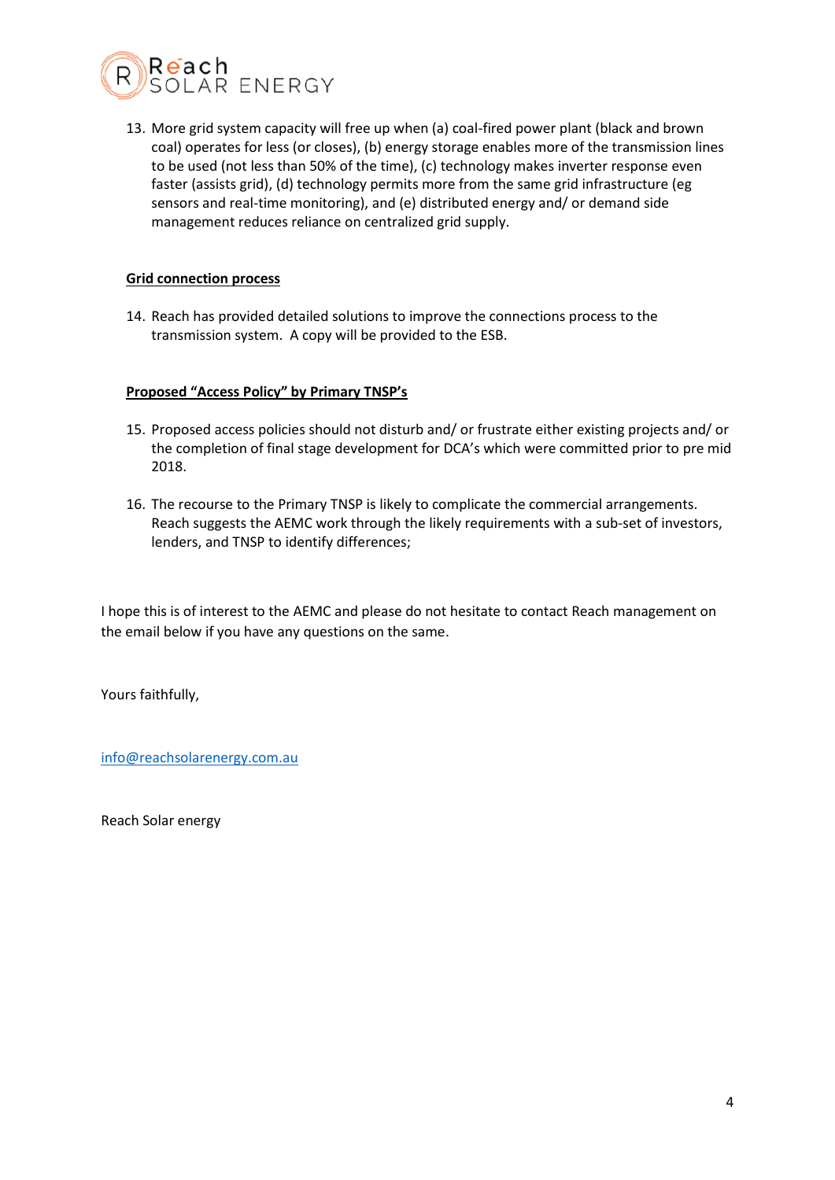13. More grid system capacity will free up when (a) coal-fired power plant (black and brown coal) operates for less (or closes), (b) energy storage enables more of the transmission lines to be used (not less than 50% of the time), (c) technology makes inverter response even faster (assists grid), (d) technology permits more from the same grid infrastructure (eg sensors and real-time monitoring), and (e) distributed energy and/ or demand side management reduces reliance on centralized grid supply.

**Grid connection process**

14. Reach has provided detailed solutions to improve the connections process to the transmission system. A copy will be provided to the ESB.

**Proposed "Access Policy" by Primary TNSP's**

15. Proposed access policies should not disturb and/ or frustrate either existing projects and/ or the completion of final stage development for DCA's which were committed prior to pre mid 2018.

16. The recourse to the Primary TNSP is likely to complicate the commercial arrangements. Reach suggests the AEMC work through the likely requirements with a sub-set of investors, lenders, and TNSP to identify differences;

I hope this is of interest to the AEMC and please do not hesitate to contact Reach management on the email below if you have any questions on the same.

Yours faithfully,

info@reachsolarenergy.com.au

Reach Solar energy